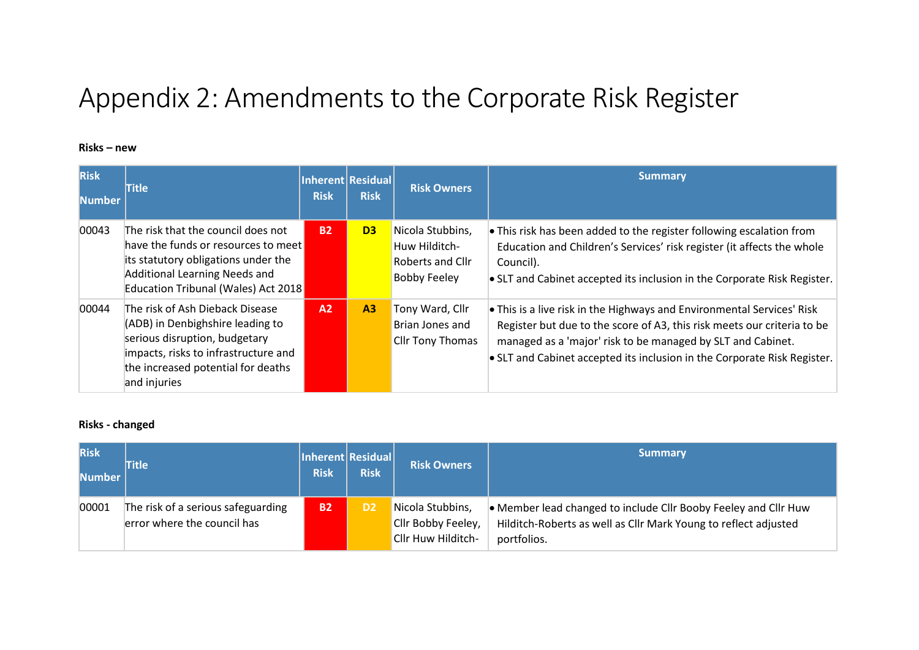# Appendix 2: Amendments to the Corporate Risk Register

**Risks – new**

| Risk Number | Title | Inherent Risk | Residual Risk | Risk Owners | Summary |
|---|---|---|---|---|---|
| 00043 | The risk that the council does not have the funds or resources to meet its statutory obligations under the Additional Learning Needs and Education Tribunal (Wales) Act 2018 | B2 | D3 | Nicola Stubbins, Huw Hilditch-Roberts and Cllr Bobby Feeley | • This risk has been added to the register following escalation from Education and Children's Services' risk register (it affects the whole Council).<br>• SLT and Cabinet accepted its inclusion in the Corporate Risk Register. |
| 00044 | The risk of Ash Dieback Disease (ADB) in Denbighshire leading to serious disruption, budgetary impacts, risks to infrastructure and the increased potential for deaths and injuries | A2 | A3 | Tony Ward, Cllr Brian Jones and Cllr Tony Thomas | • This is a live risk in the Highways and Environmental Services' Risk Register but due to the score of A3, this risk meets our criteria to be managed as a 'major' risk to be managed by SLT and Cabinet.<br>• SLT and Cabinet accepted its inclusion in the Corporate Risk Register. |

**Risks - changed**

| Risk Number | Title | Inherent Risk | Residual Risk | Risk Owners | Summary |
|---|---|---|---|---|---|
| 00001 | The risk of a serious safeguarding error where the council has | B2 | D2 | Nicola Stubbins, Cllr Bobby Feeley, Cllr Huw Hilditch- | • Member lead changed to include Cllr Booby Feeley and Cllr Huw Hilditch-Roberts as well as Cllr Mark Young to reflect adjusted portfolios. |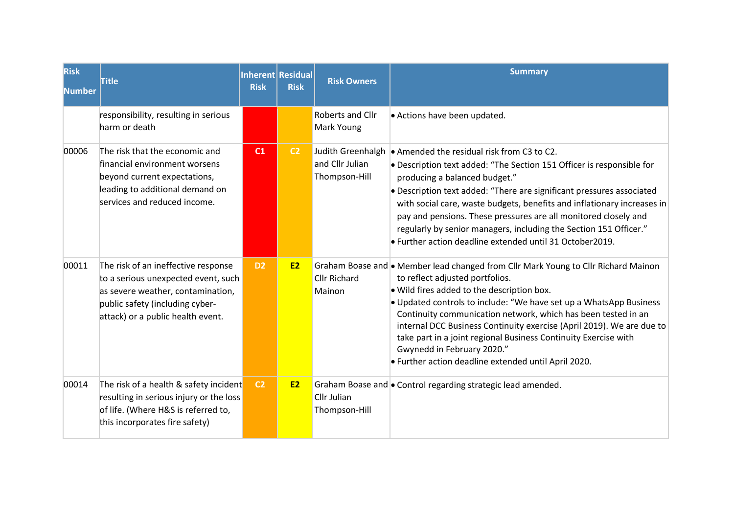| Risk Number | Title | Inherent Risk | Residual Risk | Risk Owners | Summary |
|---|---|---|---|---|---|
| | responsibility, resulting in serious harm or death | | | Roberts and Cllr Mark Young | • Actions have been updated. |
| 00006 | The risk that the economic and financial environment worsens beyond current expectations, leading to additional demand on services and reduced income. | C1 | C2 | Judith Greenhalgh and Cllr Julian Thompson-Hill | • Amended the residual risk from C3 to C2.<br>• Description text added: "The Section 151 Officer is responsible for producing a balanced budget."<br>• Description text added: "There are significant pressures associated with social care, waste budgets, benefits and inflationary increases in pay and pensions. These pressures are all monitored closely and regularly by senior managers, including the Section 151 Officer."<br>• Further action deadline extended until 31 October2019. |
| 00011 | The risk of an ineffective response to a serious unexpected event, such as severe weather, contamination, public safety (including cyber-attack) or a public health event. | D2 | E2 | Graham Boase and Cllr Richard Mainon | • Member lead changed from Cllr Mark Young to Cllr Richard Mainon to reflect adjusted portfolios.<br>• Wild fires added to the description box.<br>• Updated controls to include: "We have set up a WhatsApp Business Continuity communication network, which has been tested in an internal DCC Business Continuity exercise (April 2019). We are due to take part in a joint regional Business Continuity Exercise with Gwynedd in February 2020."<br>• Further action deadline extended until April 2020. |
| 00014 | The risk of a health & safety incident resulting in serious injury or the loss of life. (Where H&S is referred to, this incorporates fire safety) | C2 | E2 | Graham Boase and Cllr Julian Thompson-Hill | • Control regarding strategic lead amended. |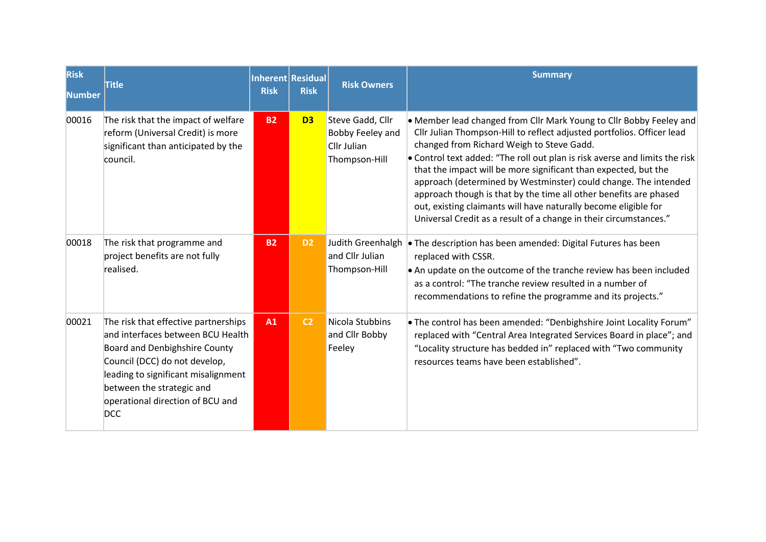| Risk Number | Title | Inherent Risk | Residual Risk | Risk Owners | Summary |
|---|---|---|---|---|---|
| 00016 | The risk that the impact of welfare reform (Universal Credit) is more significant than anticipated by the council. | B2 | D3 | Steve Gadd, Cllr Bobby Feeley and Cllr Julian Thompson-Hill | • Member lead changed from Cllr Mark Young to Cllr Bobby Feeley and Cllr Julian Thompson-Hill to reflect adjusted portfolios. Officer lead changed from Richard Weigh to Steve Gadd.<br>• Control text added: "The roll out plan is risk averse and limits the risk that the impact will be more significant than expected, but the approach (determined by Westminster) could change. The intended approach though is that by the time all other benefits are phased out, existing claimants will have naturally become eligible for Universal Credit as a result of a change in their circumstances." |
| 00018 | The risk that programme and project benefits are not fully realised. | B2 | D2 | Judith Greenhalgh and Cllr Julian Thompson-Hill | • The description has been amended: Digital Futures has been replaced with CSSR.<br>• An update on the outcome of the tranche review has been included as a control: "The tranche review resulted in a number of recommendations to refine the programme and its projects." |
| 00021 | The risk that effective partnerships and interfaces between BCU Health Board and Denbighshire County Council (DCC) do not develop, leading to significant misalignment between the strategic and operational direction of BCU and DCC | A1 | C2 | Nicola Stubbins and Cllr Bobby Feeley | • The control has been amended: "Denbighshire Joint Locality Forum" replaced with "Central Area Integrated Services Board in place"; and "Locality structure has bedded in" replaced with "Two community resources teams have been established". |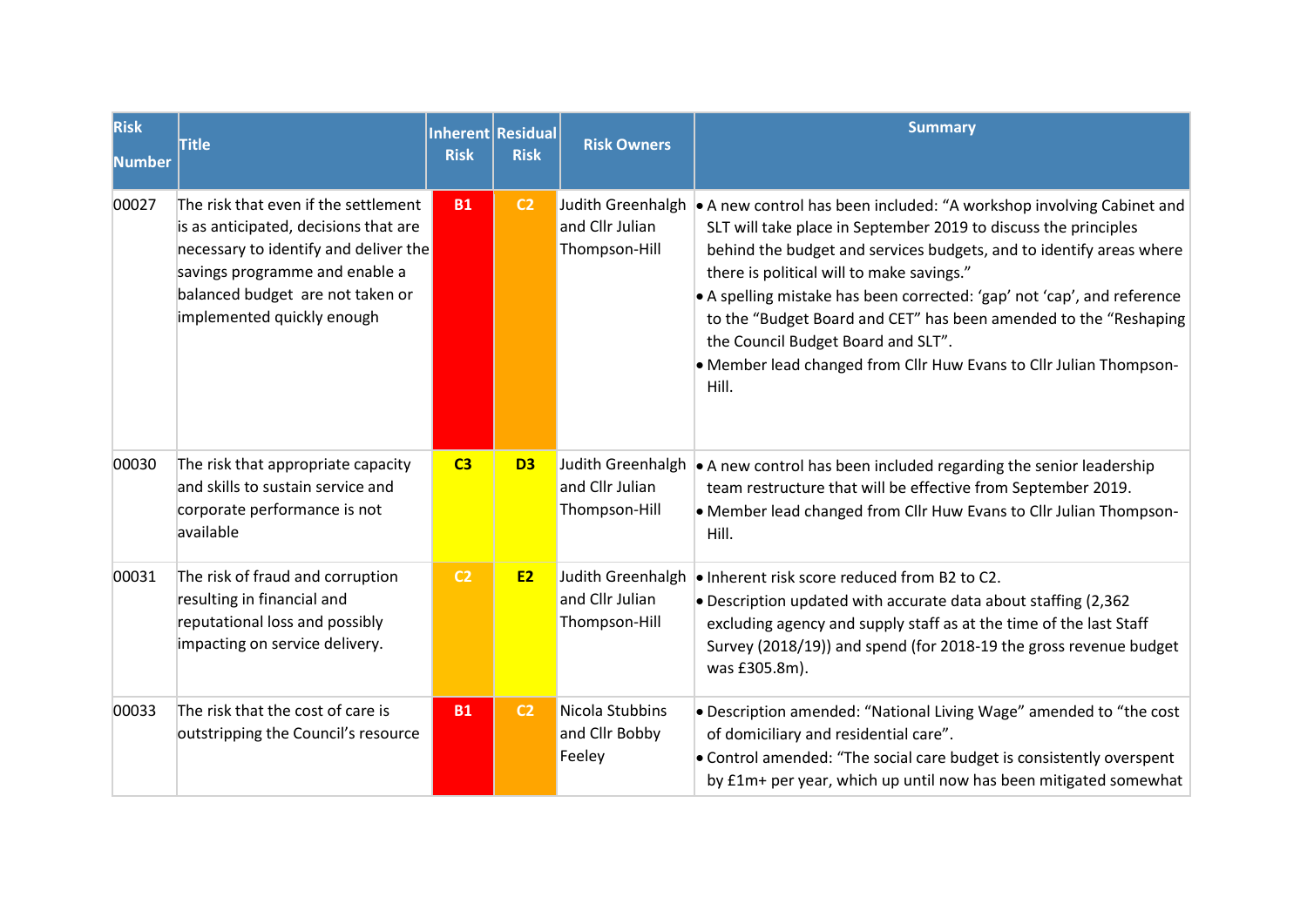| Risk Number | Title | Inherent Risk | Residual Risk | Risk Owners | Summary |
|---|---|---|---|---|---|
| 00027 | The risk that even if the settlement is as anticipated, decisions that are necessary to identify and deliver the savings programme and enable a balanced budget are not taken or implemented quickly enough | B1 | C2 | Judith Greenhalgh and Cllr Julian Thompson-Hill | • A new control has been included: "A workshop involving Cabinet and SLT will take place in September 2019 to discuss the principles behind the budget and services budgets, and to identify areas where there is political will to make savings."<br>• A spelling mistake has been corrected: 'gap' not 'cap', and reference to the "Budget Board and CET" has been amended to the "Reshaping the Council Budget Board and SLT".<br>• Member lead changed from Cllr Huw Evans to Cllr Julian Thompson-Hill. |
| 00030 | The risk that appropriate capacity and skills to sustain service and corporate performance is not available | C3 | D3 | Judith Greenhalgh and Cllr Julian Thompson-Hill | • A new control has been included regarding the senior leadership team restructure that will be effective from September 2019.<br>• Member lead changed from Cllr Huw Evans to Cllr Julian Thompson-Hill. |
| 00031 | The risk of fraud and corruption resulting in financial and reputational loss and possibly impacting on service delivery. | C2 | E2 | Judith Greenhalgh and Cllr Julian Thompson-Hill | • Inherent risk score reduced from B2 to C2.<br>• Description updated with accurate data about staffing (2,362 excluding agency and supply staff as at the time of the last Staff Survey (2018/19)) and spend (for 2018-19 the gross revenue budget was £305.8m). |
| 00033 | The risk that the cost of care is outstripping the Council's resource | B1 | C2 | Nicola Stubbins and Cllr Bobby Feeley | • Description amended: "National Living Wage" amended to "the cost of domiciliary and residential care".<br>• Control amended: "The social care budget is consistently overspent by £1m+ per year, which up until now has been mitigated somewhat |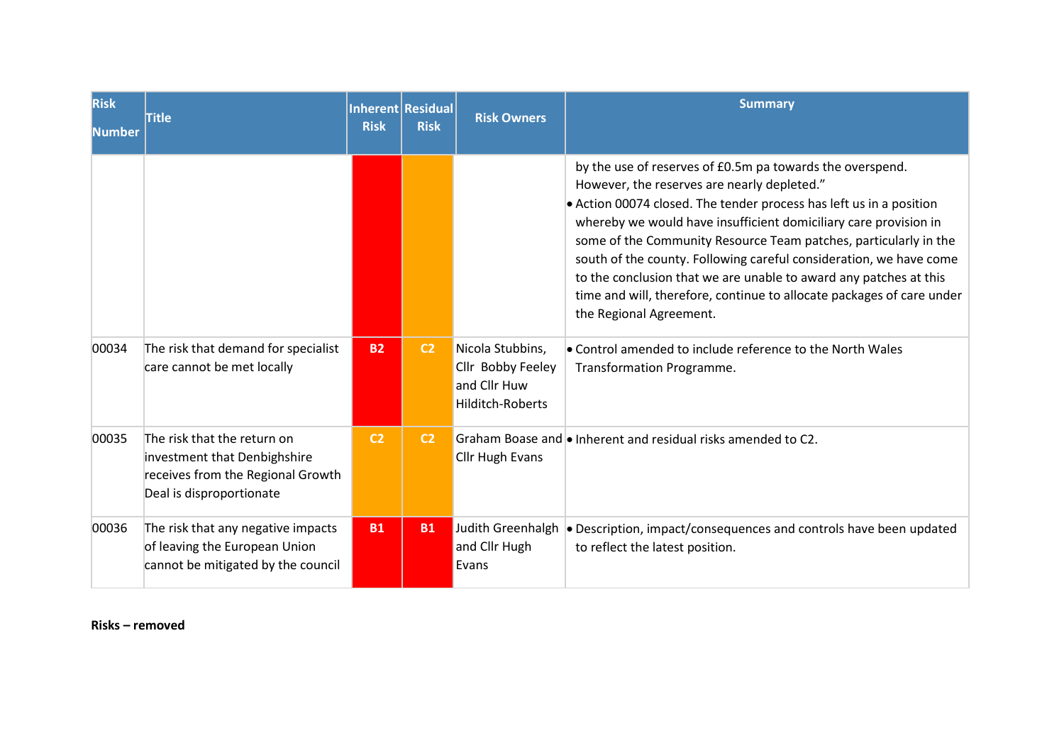| Risk Number | Title | Inherent Risk | Residual Risk | Risk Owners | Summary |
|---|---|---|---|---|---|
| | | | | | by the use of reserves of £0.5m pa towards the overspend. However, the reserves are nearly depleted."<br>• Action 00074 closed. The tender process has left us in a position whereby we would have insufficient domiciliary care provision in some of the Community Resource Team patches, particularly in the south of the county. Following careful consideration, we have come to the conclusion that we are unable to award any patches at this time and will, therefore, continue to allocate packages of care under the Regional Agreement. |
| 00034 | The risk that demand for specialist care cannot be met locally | B2 | C2 | Nicola Stubbins, Cllr Bobby Feeley and Cllr Huw Hilditch-Roberts | • Control amended to include reference to the North Wales Transformation Programme. |
| 00035 | The risk that the return on investment that Denbighshire receives from the Regional Growth Deal is disproportionate | C2 | C2 | Graham Boase and Cllr Hugh Evans | • Inherent and residual risks amended to C2. |
| 00036 | The risk that any negative impacts of leaving the European Union cannot be mitigated by the council | B1 | B1 | Judith Greenhalgh and Cllr Hugh Evans | • Description, impact/consequences and controls have been updated to reflect the latest position. |

**Risks – removed**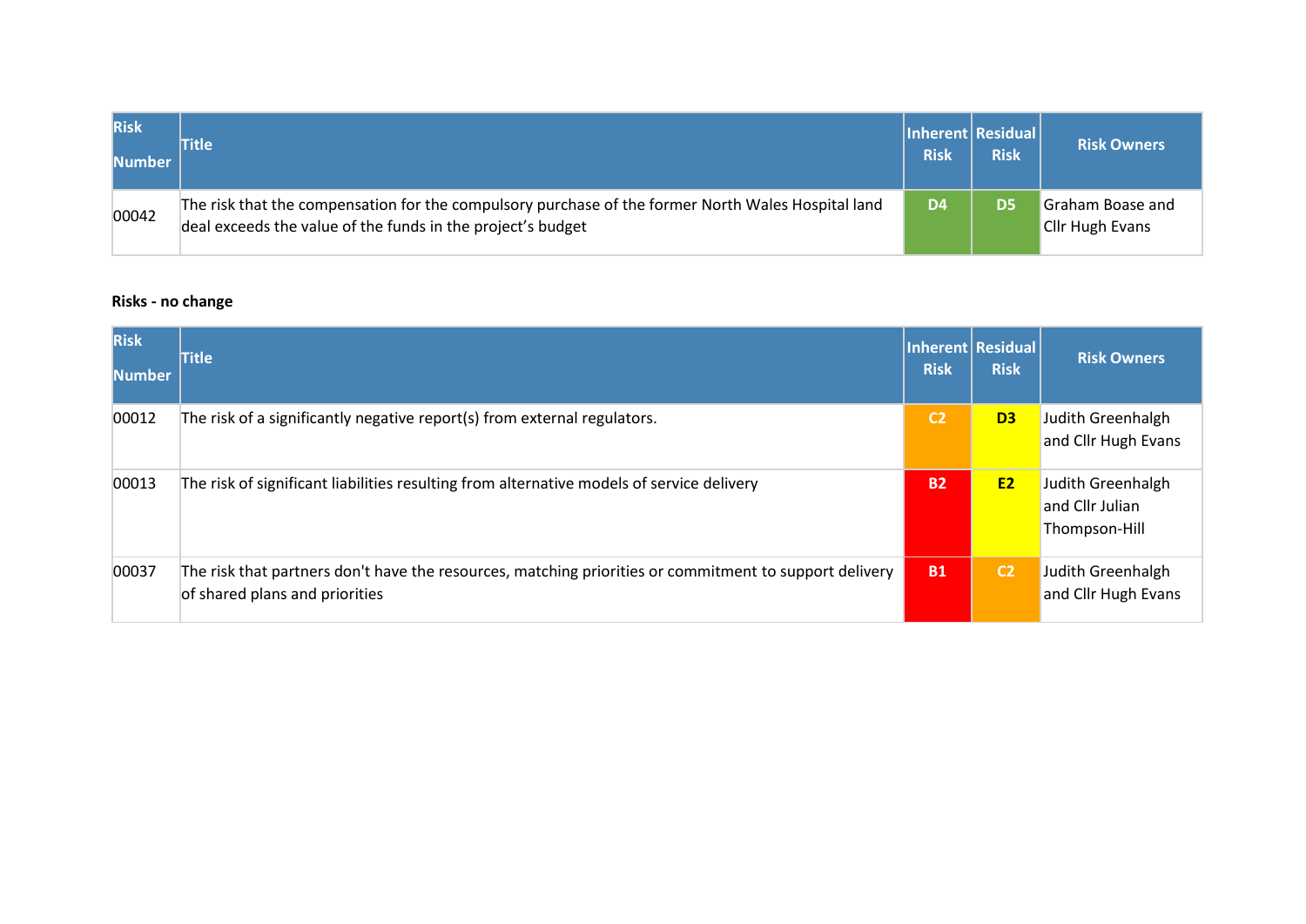| Risk Number | Title | Inherent Risk | Residual Risk | Risk Owners |
|---|---|---|---|---|
| 00042 | The risk that the compensation for the compulsory purchase of the former North Wales Hospital land deal exceeds the value of the funds in the project's budget | D4 | D5 | Graham Boase and Cllr Hugh Evans |

**Risks - no change**

| Risk Number | Title | Inherent Risk | Residual Risk | Risk Owners |
|---|---|---|---|---|
| 00012 | The risk of a significantly negative report(s) from external regulators. | C2 | D3 | Judith Greenhalgh and Cllr Hugh Evans |
| 00013 | The risk of significant liabilities resulting from alternative models of service delivery | B2 | E2 | Judith Greenhalgh and Cllr Julian Thompson-Hill |
| 00037 | The risk that partners don't have the resources, matching priorities or commitment to support delivery of shared plans and priorities | B1 | C2 | Judith Greenhalgh and Cllr Hugh Evans |